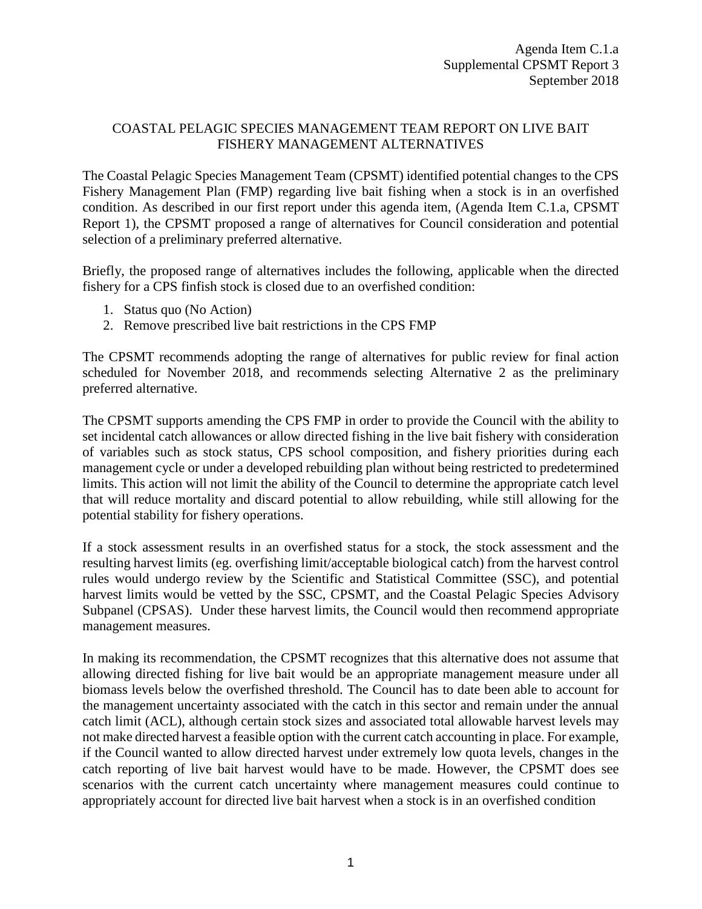Agenda Item C.1.a
Supplemental CPSMT Report 3
September 2018

# COASTAL PELAGIC SPECIES MANAGEMENT TEAM REPORT ON LIVE BAIT FISHERY MANAGEMENT ALTERNATIVES

The Coastal Pelagic Species Management Team (CPSMT) identified potential changes to the CPS Fishery Management Plan (FMP) regarding live bait fishing when a stock is in an overfished condition. As described in our first report under this agenda item, (Agenda Item C.1.a, CPSMT Report 1), the CPSMT proposed a range of alternatives for Council consideration and potential selection of a preliminary preferred alternative.

Briefly, the proposed range of alternatives includes the following, applicable when the directed fishery for a CPS finfish stock is closed due to an overfished condition:

1. Status quo (No Action)
2. Remove prescribed live bait restrictions in the CPS FMP

The CPSMT recommends adopting the range of alternatives for public review for final action scheduled for November 2018, and recommends selecting Alternative 2 as the preliminary preferred alternative.

The CPSMT supports amending the CPS FMP in order to provide the Council with the ability to set incidental catch allowances or allow directed fishing in the live bait fishery with consideration of variables such as stock status, CPS school composition, and fishery priorities during each management cycle or under a developed rebuilding plan without being restricted to predetermined limits. This action will not limit the ability of the Council to determine the appropriate catch level that will reduce mortality and discard potential to allow rebuilding, while still allowing for the potential stability for fishery operations.

If a stock assessment results in an overfished status for a stock, the stock assessment and the resulting harvest limits (eg. overfishing limit/acceptable biological catch) from the harvest control rules would undergo review by the Scientific and Statistical Committee (SSC), and potential harvest limits would be vetted by the SSC, CPSMT, and the Coastal Pelagic Species Advisory Subpanel (CPSAS). Under these harvest limits, the Council would then recommend appropriate management measures.

In making its recommendation, the CPSMT recognizes that this alternative does not assume that allowing directed fishing for live bait would be an appropriate management measure under all biomass levels below the overfished threshold. The Council has to date been able to account for the management uncertainty associated with the catch in this sector and remain under the annual catch limit (ACL), although certain stock sizes and associated total allowable harvest levels may not make directed harvest a feasible option with the current catch accounting in place. For example, if the Council wanted to allow directed harvest under extremely low quota levels, changes in the catch reporting of live bait harvest would have to be made. However, the CPSMT does see scenarios with the current catch uncertainty where management measures could continue to appropriately account for directed live bait harvest when a stock is in an overfished condition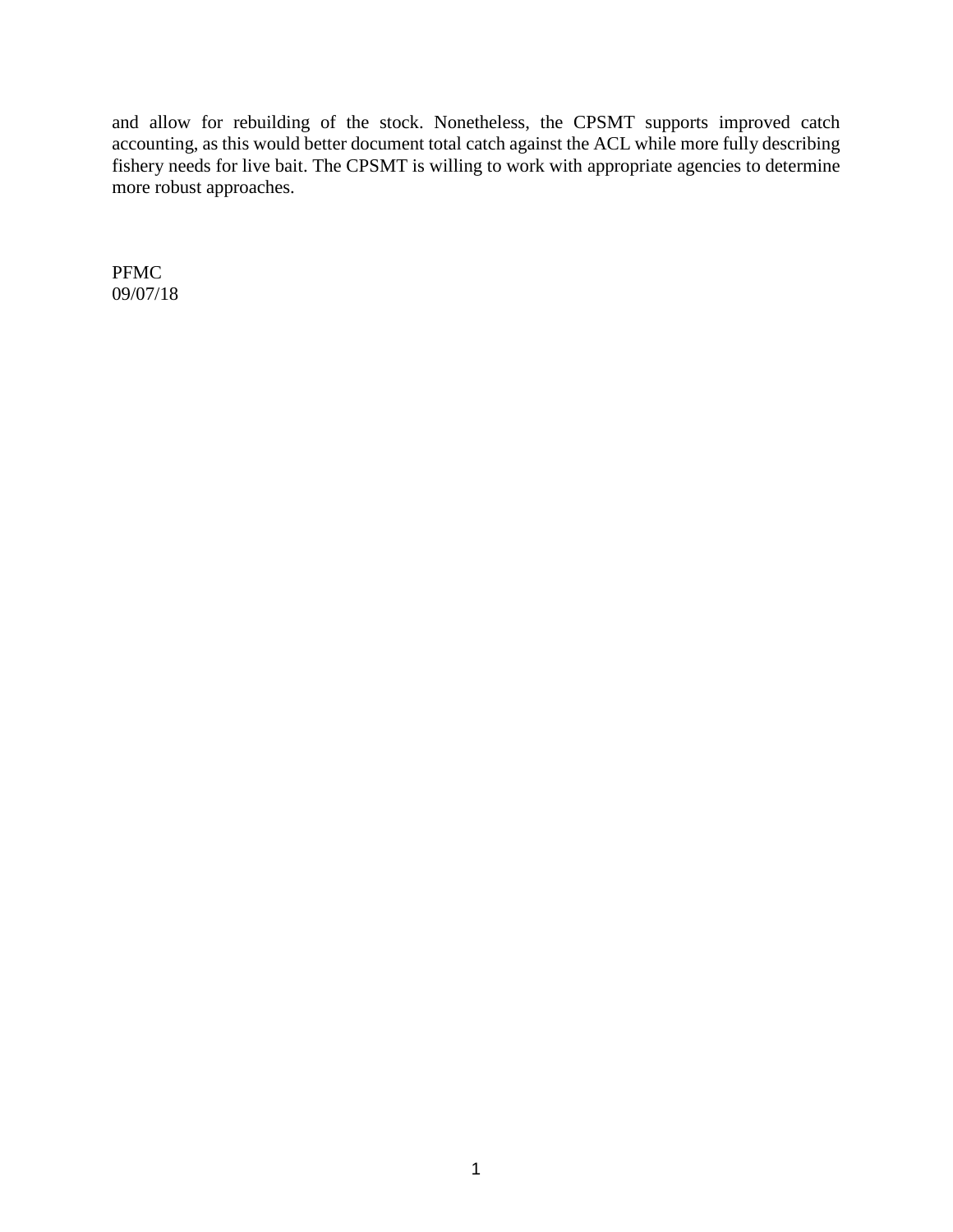and allow for rebuilding of the stock. Nonetheless, the CPSMT supports improved catch accounting, as this would better document total catch against the ACL while more fully describing fishery needs for live bait. The CPSMT is willing to work with appropriate agencies to determine more robust approaches.

PFMC
09/07/18